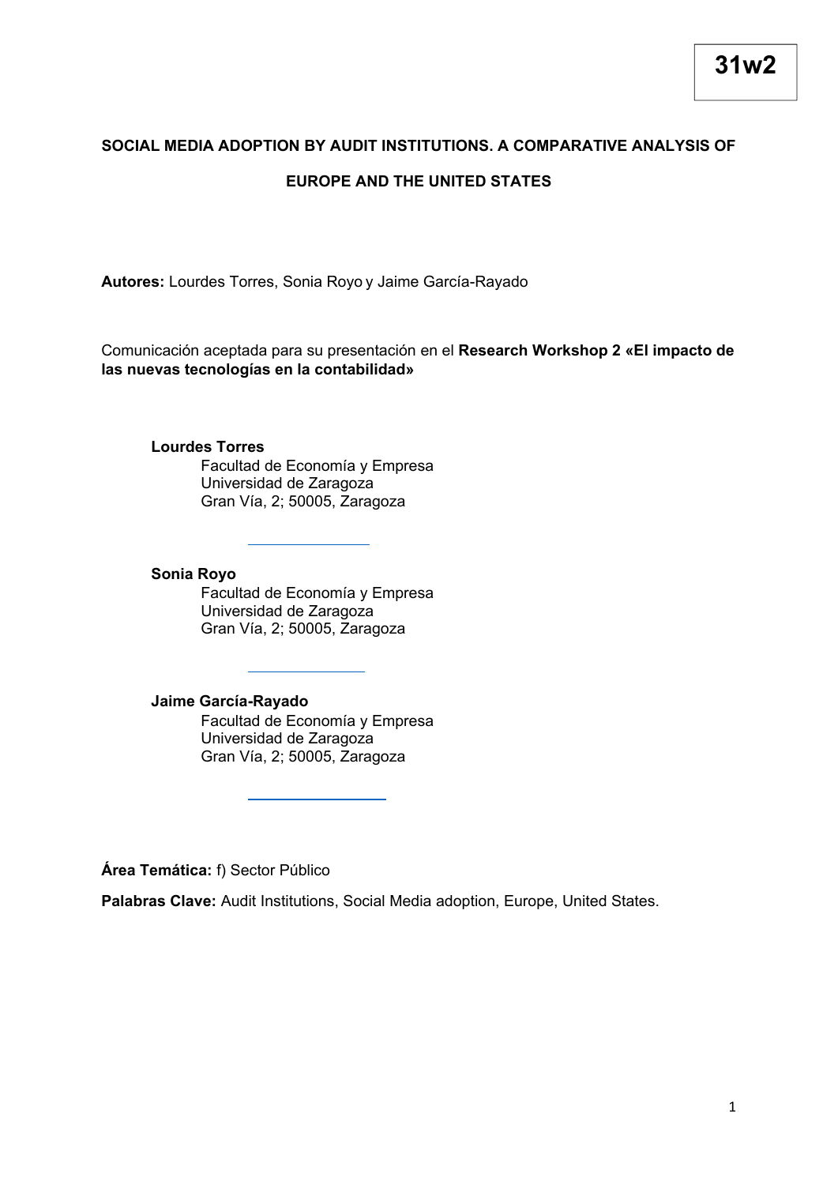**31w2**

# SOCIAL MEDIA ADOPTION BY AUDIT INSTITUTIONS. A COMPARATIVE ANALYSIS OF EUROPE AND THE UNITED STATES

**Autores:** Lourdes Torres, Sonia Royo y Jaime García-Rayado

Comunicación aceptada para su presentación en el **Research Workshop 2 «El impacto de las nuevas tecnologías en la contabilidad»**

**Lourdes Torres**
Facultad de Economía y Empresa
Universidad de Zaragoza
Gran Vía, 2; 50005, Zaragoza

**Sonia Royo**
Facultad de Economía y Empresa
Universidad de Zaragoza
Gran Vía, 2; 50005, Zaragoza

**Jaime García-Rayado**
Facultad de Economía y Empresa
Universidad de Zaragoza
Gran Vía, 2; 50005, Zaragoza

**Área Temática:** f) Sector Público

**Palabras Clave:** Audit Institutions, Social Media adoption, Europe, United States.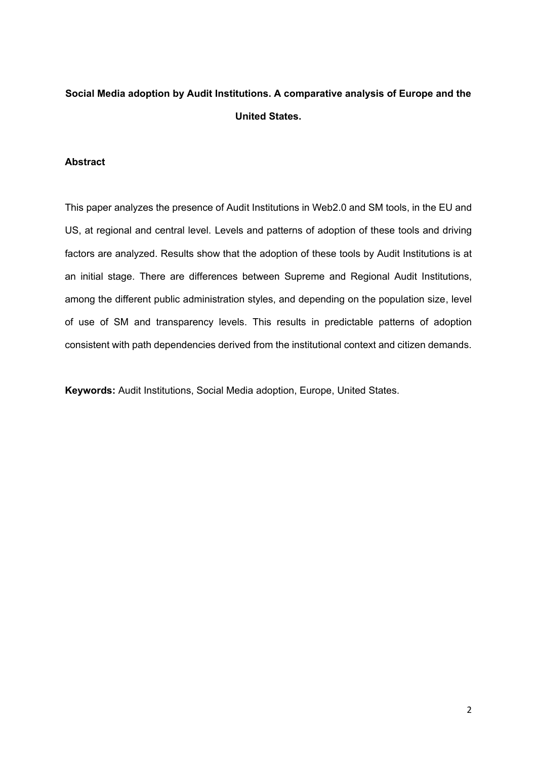**Social Media adoption by Audit Institutions. A comparative analysis of Europe and the United States.**

**Abstract**

This paper analyzes the presence of Audit Institutions in Web2.0 and SM tools, in the EU and US, at regional and central level. Levels and patterns of adoption of these tools and driving factors are analyzed. Results show that the adoption of these tools by Audit Institutions is at an initial stage. There are differences between Supreme and Regional Audit Institutions, among the different public administration styles, and depending on the population size, level of use of SM and transparency levels. This results in predictable patterns of adoption consistent with path dependencies derived from the institutional context and citizen demands.

**Keywords:** Audit Institutions, Social Media adoption, Europe, United States.